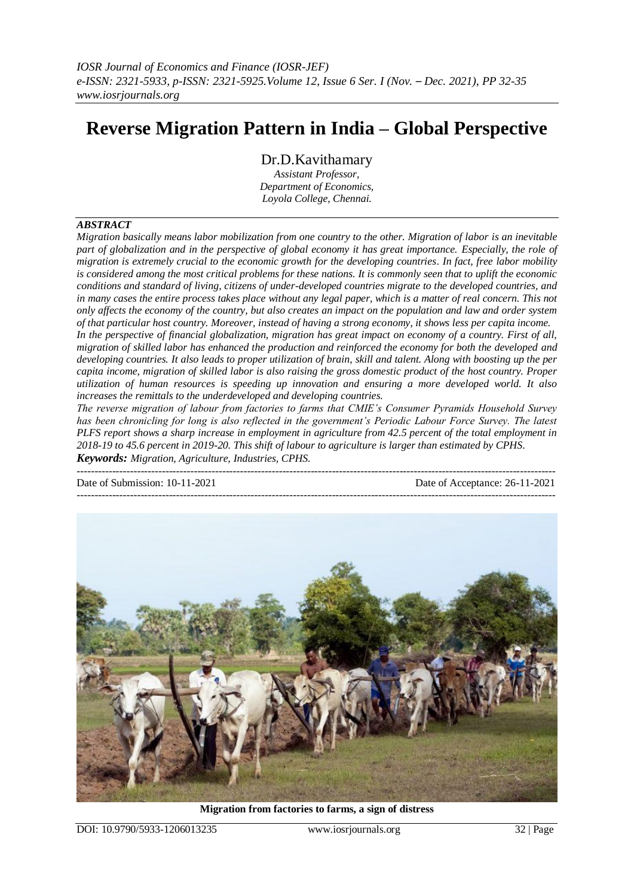# Reverse Migration Pattern in India – Global Perspective

Dr.D.Kavithamary

*Assistant Professor,*
*Department of Economics,*
*Loyola College, Chennai.*

### *ABSTRACT*

*Migration basically means labor mobilization from one country to the other. Migration of labor is an inevitable part of globalization and in the perspective of global economy it has great importance. Especially, the role of migration is extremely crucial to the economic growth for the developing countries. In fact, free labor mobility is considered among the most critical problems for these nations. It is commonly seen that to uplift the economic conditions and standard of living, citizens of under-developed countries migrate to the developed countries, and in many cases the entire process takes place without any legal paper, which is a matter of real concern. This not only affects the economy of the country, but also creates an impact on the population and law and order system of that particular host country. Moreover, instead of having a strong economy, it shows less per capita income.*

*In the perspective of financial globalization, migration has great impact on economy of a country. First of all, migration of skilled labor has enhanced the production and reinforced the economy for both the developed and developing countries. It also leads to proper utilization of brain, skill and talent. Along with boosting up the per capita income, migration of skilled labor is also raising the gross domestic product of the host country. Proper utilization of human resources is speeding up innovation and ensuring a more developed world. It also increases the remittals to the underdeveloped and developing countries.*

*The reverse migration of labour from factories to farms that CMIE's Consumer Pyramids Household Survey has been chronicling for long is also reflected in the government's Periodic Labour Force Survey. The latest PLFS report shows a sharp increase in employment in agriculture from 42.5 percent of the total employment in 2018-19 to 45.6 percent in 2019-20. This shift of labour to agriculture is larger than estimated by CPHS.*

***Keywords:*** *Migration, Agriculture, Industries, CPHS.*

---

Date of Submission: 10-11-2021 | Date of Acceptance: 26-11-2021

---

**Migration from factories to farms, a sign of distress**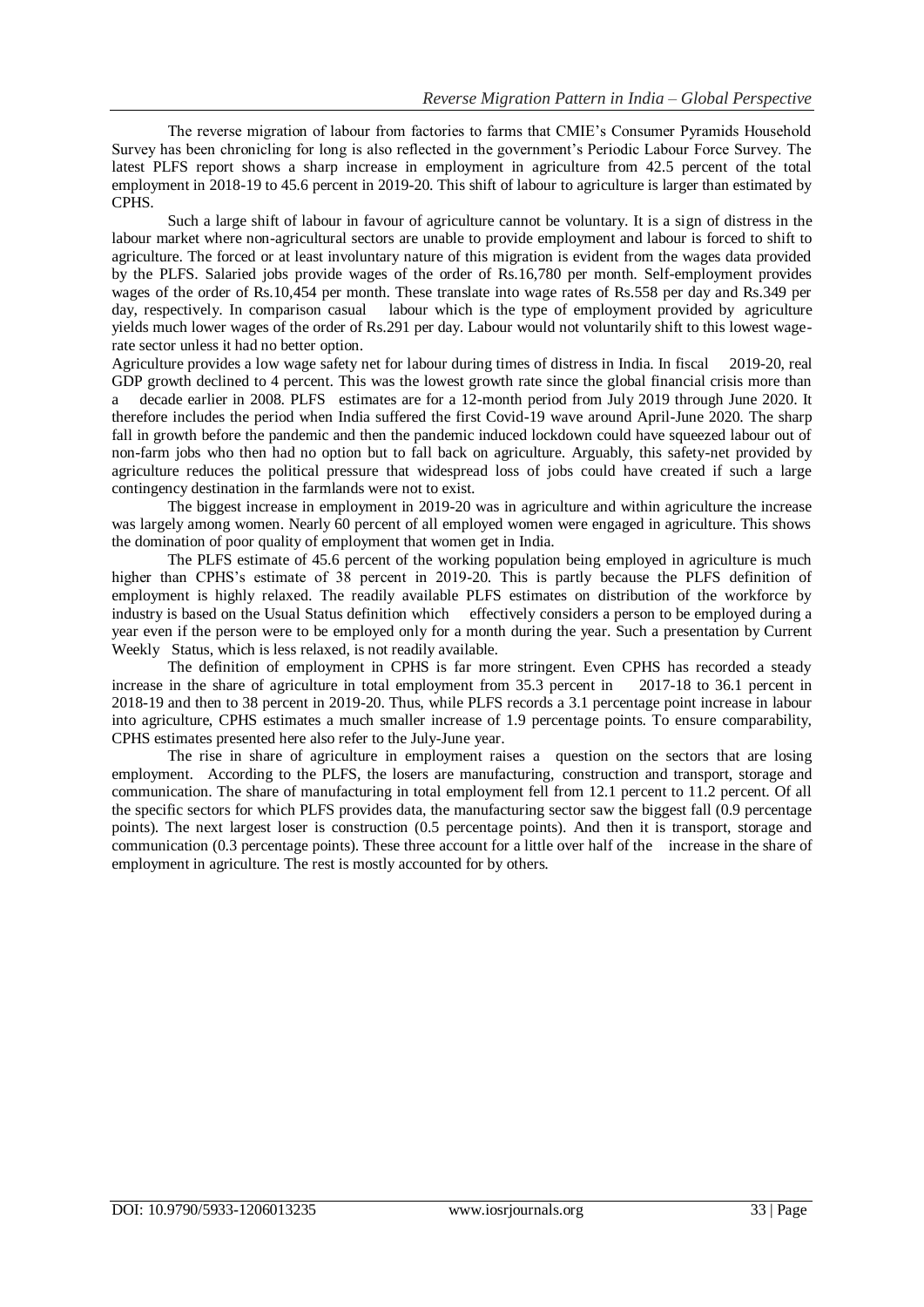The reverse migration of labour from factories to farms that CMIE's Consumer Pyramids Household Survey has been chronicling for long is also reflected in the government's Periodic Labour Force Survey. The latest PLFS report shows a sharp increase in employment in agriculture from 42.5 percent of the total employment in 2018-19 to 45.6 percent in 2019-20. This shift of labour to agriculture is larger than estimated by CPHS.

Such a large shift of labour in favour of agriculture cannot be voluntary. It is a sign of distress in the labour market where non-agricultural sectors are unable to provide employment and labour is forced to shift to agriculture. The forced or at least involuntary nature of this migration is evident from the wages data provided by the PLFS. Salaried jobs provide wages of the order of Rs.16,780 per month. Self-employment provides wages of the order of Rs.10,454 per month. These translate into wage rates of Rs.558 per day and Rs.349 per day, respectively. In comparison casual labour which is the type of employment provided by agriculture yields much lower wages of the order of Rs.291 per day. Labour would not voluntarily shift to this lowest wage-rate sector unless it had no better option.

Agriculture provides a low wage safety net for labour during times of distress in India. In fiscal 2019-20, real GDP growth declined to 4 percent. This was the lowest growth rate since the global financial crisis more than a decade earlier in 2008. PLFS estimates are for a 12-month period from July 2019 through June 2020. It therefore includes the period when India suffered the first Covid-19 wave around April-June 2020. The sharp fall in growth before the pandemic and then the pandemic induced lockdown could have squeezed labour out of non-farm jobs who then had no option but to fall back on agriculture. Arguably, this safety-net provided by agriculture reduces the political pressure that widespread loss of jobs could have created if such a large contingency destination in the farmlands were not to exist.

The biggest increase in employment in 2019-20 was in agriculture and within agriculture the increase was largely among women. Nearly 60 percent of all employed women were engaged in agriculture. This shows the domination of poor quality of employment that women get in India.

The PLFS estimate of 45.6 percent of the working population being employed in agriculture is much higher than CPHS's estimate of 38 percent in 2019-20. This is partly because the PLFS definition of employment is highly relaxed. The readily available PLFS estimates on distribution of the workforce by industry is based on the Usual Status definition which effectively considers a person to be employed during a year even if the person were to be employed only for a month during the year. Such a presentation by Current Weekly Status, which is less relaxed, is not readily available.

The definition of employment in CPHS is far more stringent. Even CPHS has recorded a steady increase in the share of agriculture in total employment from 35.3 percent in 2017-18 to 36.1 percent in 2018-19 and then to 38 percent in 2019-20. Thus, while PLFS records a 3.1 percentage point increase in labour into agriculture, CPHS estimates a much smaller increase of 1.9 percentage points. To ensure comparability, CPHS estimates presented here also refer to the July-June year.

The rise in share of agriculture in employment raises a question on the sectors that are losing employment. According to the PLFS, the losers are manufacturing, construction and transport, storage and communication. The share of manufacturing in total employment fell from 12.1 percent to 11.2 percent. Of all the specific sectors for which PLFS provides data, the manufacturing sector saw the biggest fall (0.9 percentage points). The next largest loser is construction (0.5 percentage points). And then it is transport, storage and communication (0.3 percentage points). These three account for a little over half of the increase in the share of employment in agriculture. The rest is mostly accounted for by others.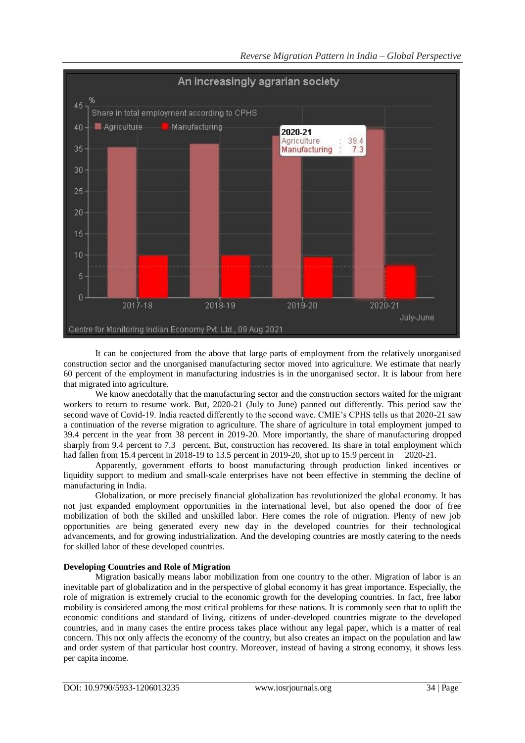It can be conjectured from the above that large parts of employment from the relatively unorganised construction sector and the unorganised manufacturing sector moved into agriculture. We estimate that nearly 60 percent of the employment in manufacturing industries is in the unorganised sector. It is labour from here that migrated into agriculture.

We know anecdotally that the manufacturing sector and the construction sectors waited for the migrant workers to return to resume work. But, 2020-21 (July to June) panned out differently. This period saw the second wave of Covid-19. India reacted differently to the second wave. CMIE's CPHS tells us that 2020-21 saw a continuation of the reverse migration to agriculture. The share of agriculture in total employment jumped to 39.4 percent in the year from 38 percent in 2019-20. More importantly, the share of manufacturing dropped sharply from 9.4 percent to 7.3 percent. But, construction has recovered. Its share in total employment which had fallen from 15.4 percent in 2018-19 to 13.5 percent in 2019-20, shot up to 15.9 percent in 2020-21.

Apparently, government efforts to boost manufacturing through production linked incentives or liquidity support to medium and small-scale enterprises have not been effective in stemming the decline of manufacturing in India.

Globalization, or more precisely financial globalization has revolutionized the global economy. It has not just expanded employment opportunities in the international level, but also opened the door of free mobilization of both the skilled and unskilled labor. Here comes the role of migration. Plenty of new job opportunities are being generated every new day in the developed countries for their technological advancements, and for growing industrialization. And the developing countries are mostly catering to the needs for skilled labor of these developed countries.

**Developing Countries and Role of Migration**

Migration basically means labor mobilization from one country to the other. Migration of labor is an inevitable part of globalization and in the perspective of global economy it has great importance. Especially, the role of migration is extremely crucial to the economic growth for the developing countries. In fact, free labor mobility is considered among the most critical problems for these nations. It is commonly seen that to uplift the economic conditions and standard of living, citizens of under-developed countries migrate to the developed countries, and in many cases the entire process takes place without any legal paper, which is a matter of real concern. This not only affects the economy of the country, but also creates an impact on the population and law and order system of that particular host country. Moreover, instead of having a strong economy, it shows less per capita income.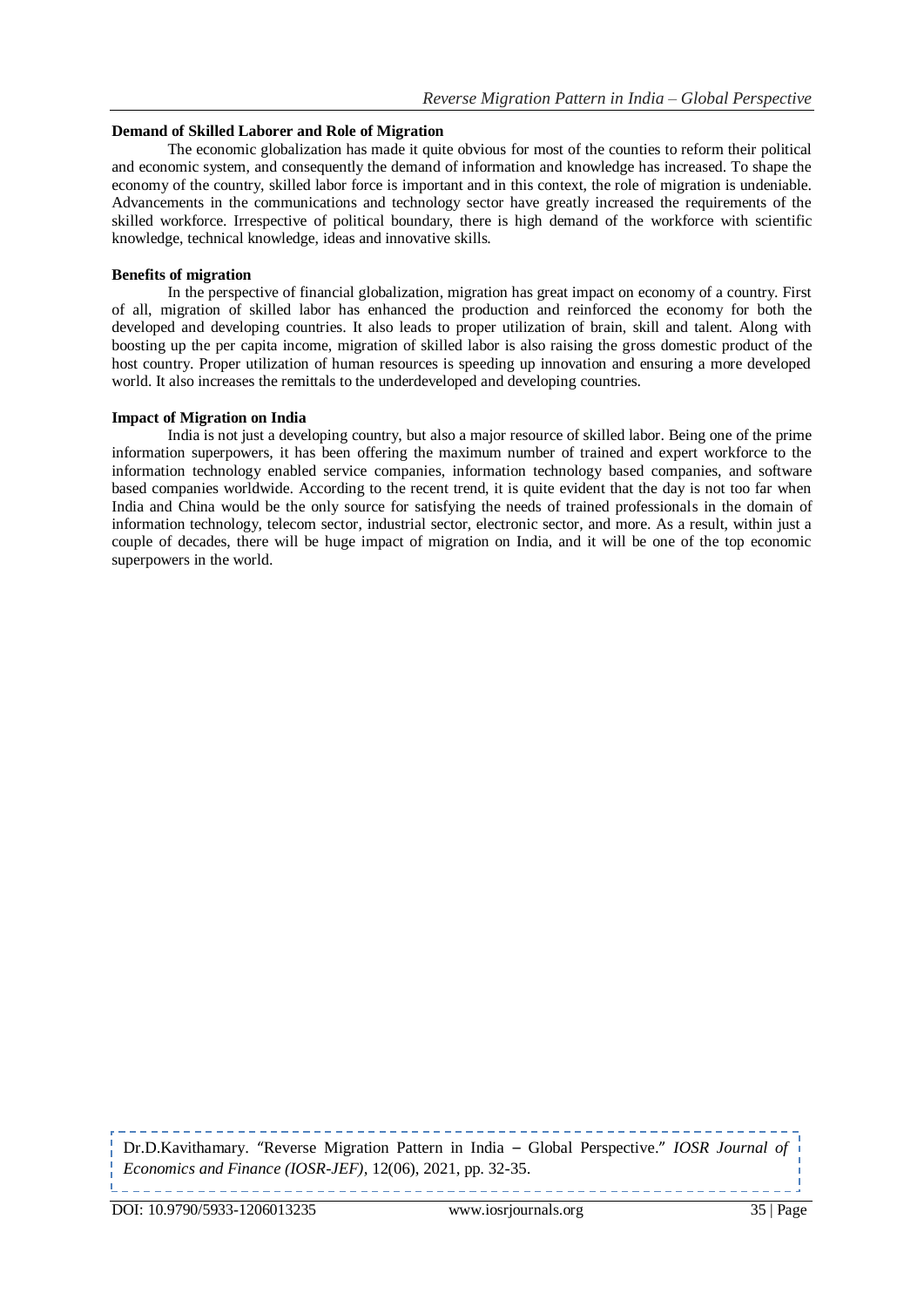**Demand of Skilled Laborer and Role of Migration**

The economic globalization has made it quite obvious for most of the counties to reform their political and economic system, and consequently the demand of information and knowledge has increased. To shape the economy of the country, skilled labor force is important and in this context, the role of migration is undeniable. Advancements in the communications and technology sector have greatly increased the requirements of the skilled workforce. Irrespective of political boundary, there is high demand of the workforce with scientific knowledge, technical knowledge, ideas and innovative skills.

**Benefits of migration**

In the perspective of financial globalization, migration has great impact on economy of a country. First of all, migration of skilled labor has enhanced the production and reinforced the economy for both the developed and developing countries. It also leads to proper utilization of brain, skill and talent. Along with boosting up the per capita income, migration of skilled labor is also raising the gross domestic product of the host country. Proper utilization of human resources is speeding up innovation and ensuring a more developed world. It also increases the remittals to the underdeveloped and developing countries.

**Impact of Migration on India**

India is not just a developing country, but also a major resource of skilled labor. Being one of the prime information superpowers, it has been offering the maximum number of trained and expert workforce to the information technology enabled service companies, information technology based companies, and software based companies worldwide. According to the recent trend, it is quite evident that the day is not too far when India and China would be the only source for satisfying the needs of trained professionals in the domain of information technology, telecom sector, industrial sector, electronic sector, and more. As a result, within just a couple of decades, there will be huge impact of migration on India, and it will be one of the top economic superpowers in the world.

Dr.D.Kavithamary. "Reverse Migration Pattern in India – Global Perspective." *IOSR Journal of Economics and Finance (IOSR-JEF)*, 12(06), 2021, pp. 32-35.